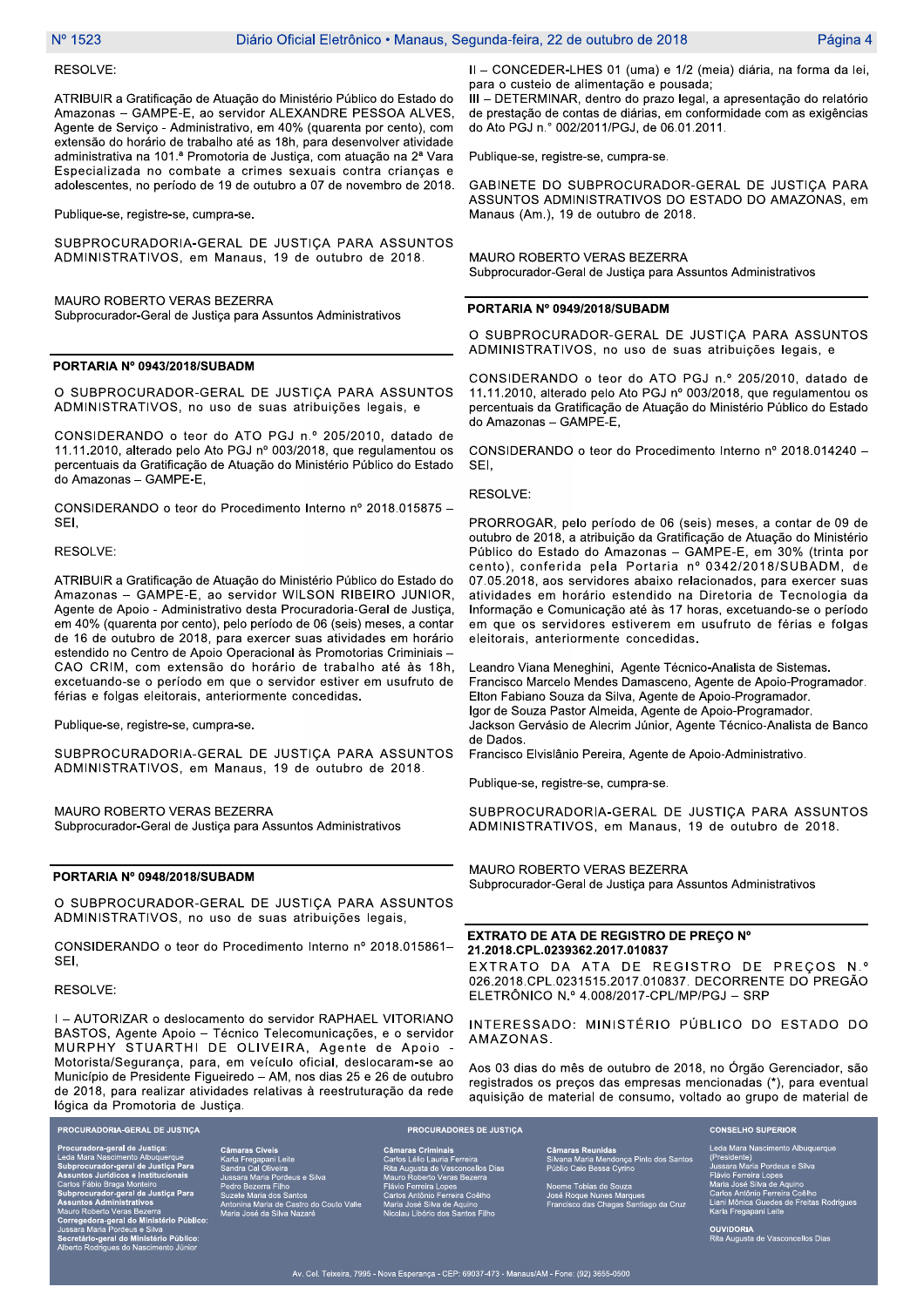RESOLVE:

ATRIBUIR a Gratificação de Atuação do Ministério Público do Estado do Amazonas – GAMPE-E, ao servidor ALEXANDRE PESSOA ALVES, Agente de Serviço - Administrativo, em 40% (quarenta por cento), com extensão do horário de trabalho até as 18h, para desenvolver atividade administrativa na 101.ª Promotoria de Justiça, com atuação na 2ª Vara Especializada no combate a crimes sexuais contra crianças e adolescentes, no período de 19 de outubro a 07 de novembro de 2018.

Publique-se, registre-se, cumpra-se.

SUBPROCURADORIA-GERAL DE JUSTIÇA PARA ASSUNTOS ADMINISTRATIVOS, em Manaus, 19 de outubro de 2018.

MAURO ROBERTO VERAS BEZERRA
Subprocurador-Geral de Justiça para Assuntos Administrativos

## PORTARIA Nº 0943/2018/SUBADM

O SUBPROCURADOR-GERAL DE JUSTIÇA PARA ASSUNTOS ADMINISTRATIVOS, no uso de suas atribuições legais, e

CONSIDERANDO o teor do ATO PGJ n.º 205/2010, datado de 11.11.2010, alterado pelo Ato PGJ nº 003/2018, que regulamentou os percentuais da Gratificação de Atuação do Ministério Público do Estado do Amazonas – GAMPE-E,

CONSIDERANDO o teor do Procedimento Interno nº 2018.015875 – SEI,

RESOLVE:

ATRIBUIR a Gratificação de Atuação do Ministério Público do Estado do Amazonas – GAMPE-E, ao servidor WILSON RIBEIRO JUNIOR, Agente de Apoio - Administrativo desta Procuradoria-Geral de Justiça, em 40% (quarenta por cento), pelo período de 06 (seis) meses, a contar de 16 de outubro de 2018, para exercer suas atividades em horário estendido no Centro de Apoio Operacional às Promotorias Criminiais – CAO CRIM, com extensão do horário de trabalho até às 18h, excetuando-se o período em que o servidor estiver em usufruto de férias e folgas eleitorais, anteriormente concedidas.

Publique-se, registre-se, cumpra-se.

SUBPROCURADORIA-GERAL DE JUSTIÇA PARA ASSUNTOS ADMINISTRATIVOS, em Manaus, 19 de outubro de 2018.

MAURO ROBERTO VERAS BEZERRA
Subprocurador-Geral de Justiça para Assuntos Administrativos

## PORTARIA Nº 0948/2018/SUBADM

O SUBPROCURADOR-GERAL DE JUSTIÇA PARA ASSUNTOS ADMINISTRATIVOS, no uso de suas atribuições legais,

CONSIDERANDO o teor do Procedimento Interno nº 2018.015861– SEI,

RESOLVE:

I – AUTORIZAR o deslocamento do servidor RAPHAEL VITORIANO BASTOS, Agente Apoio – Técnico Telecomunicações, e o servidor MURPHY STUARTHI DE OLIVEIRA, Agente de Apoio - Motorista/Segurança, para, em veículo oficial, deslocaram-se ao Município de Presidente Figueiredo – AM, nos dias 25 e 26 de outubro de 2018, para realizar atividades relativas à reestruturação da rede lógica da Promotoria de Justiça.

II – CONCEDER-LHES 01 (uma) e 1/2 (meia) diária, na forma da lei, para o custeio de alimentação e pousada;
III – DETERMINAR, dentro do prazo legal, a apresentação do relatório de prestação de contas de diárias, em conformidade com as exigências do Ato PGJ n.° 002/2011/PGJ, de 06.01.2011.

Publique-se, registre-se, cumpra-se.

GABINETE DO SUBPROCURADOR-GERAL DE JUSTIÇA PARA ASSUNTOS ADMINISTRATIVOS DO ESTADO DO AMAZONAS, em Manaus (Am.), 19 de outubro de 2018.

MAURO ROBERTO VERAS BEZERRA
Subprocurador-Geral de Justiça para Assuntos Administrativos

## PORTARIA Nº 0949/2018/SUBADM

O SUBPROCURADOR-GERAL DE JUSTIÇA PARA ASSUNTOS ADMINISTRATIVOS, no uso de suas atribuições legais, e

CONSIDERANDO o teor do ATO PGJ n.º 205/2010, datado de 11.11.2010, alterado pelo Ato PGJ nº 003/2018, que regulamentou os percentuais da Gratificação de Atuação do Ministério Público do Estado do Amazonas – GAMPE-E,

CONSIDERANDO o teor do Procedimento Interno nº 2018.014240 – SEI,

RESOLVE:

PRORROGAR, pelo período de 06 (seis) meses, a contar de 09 de outubro de 2018, a atribuição da Gratificação de Atuação do Ministério Público do Estado do Amazonas – GAMPE-E, em 30% (trinta por cento), conferida pela Portaria nº 0342/2018/SUBADM, de 07.05.2018, aos servidores abaixo relacionados, para exercer suas atividades em horário estendido na Diretoria de Tecnologia da Informação e Comunicação até às 17 horas, excetuando-se o período em que os servidores estiverem em usufruto de férias e folgas eleitorais, anteriormente concedidas.

Leandro Viana Meneghini, Agente Técnico-Analista de Sistemas.
Francisco Marcelo Mendes Damasceno, Agente de Apoio-Programador.
Elton Fabiano Souza da Silva, Agente de Apoio-Programador.
Igor de Souza Pastor Almeida, Agente de Apoio-Programador.
Jackson Gervásio de Alecrim Júnior, Agente Técnico-Analista de Banco de Dados.
Francisco Elvislânio Pereira, Agente de Apoio-Administrativo.

Publique-se, registre-se, cumpra-se.

SUBPROCURADORIA-GERAL DE JUSTIÇA PARA ASSUNTOS ADMINISTRATIVOS, em Manaus, 19 de outubro de 2018.

MAURO ROBERTO VERAS BEZERRA
Subprocurador-Geral de Justiça para Assuntos Administrativos

## EXTRATO DE ATA DE REGISTRO DE PREÇO Nº 21.2018.CPL.0239362.2017.010837

EXTRATO DA ATA DE REGISTRO DE PREÇOS N.º 026.2018.CPL.0231515.2017.010837. DECORRENTE DO PREGÃO ELETRÔNICO N.º 4.008/2017-CPL/MP/PGJ – SRP

INTERESSADO: MINISTÉRIO PÚBLICO DO ESTADO DO AMAZONAS.

Aos 03 dias do mês de outubro de 2018, no Órgão Gerenciador, são registrados os preços das empresas mencionadas (*), para eventual aquisição de material de consumo, voltado ao grupo de material de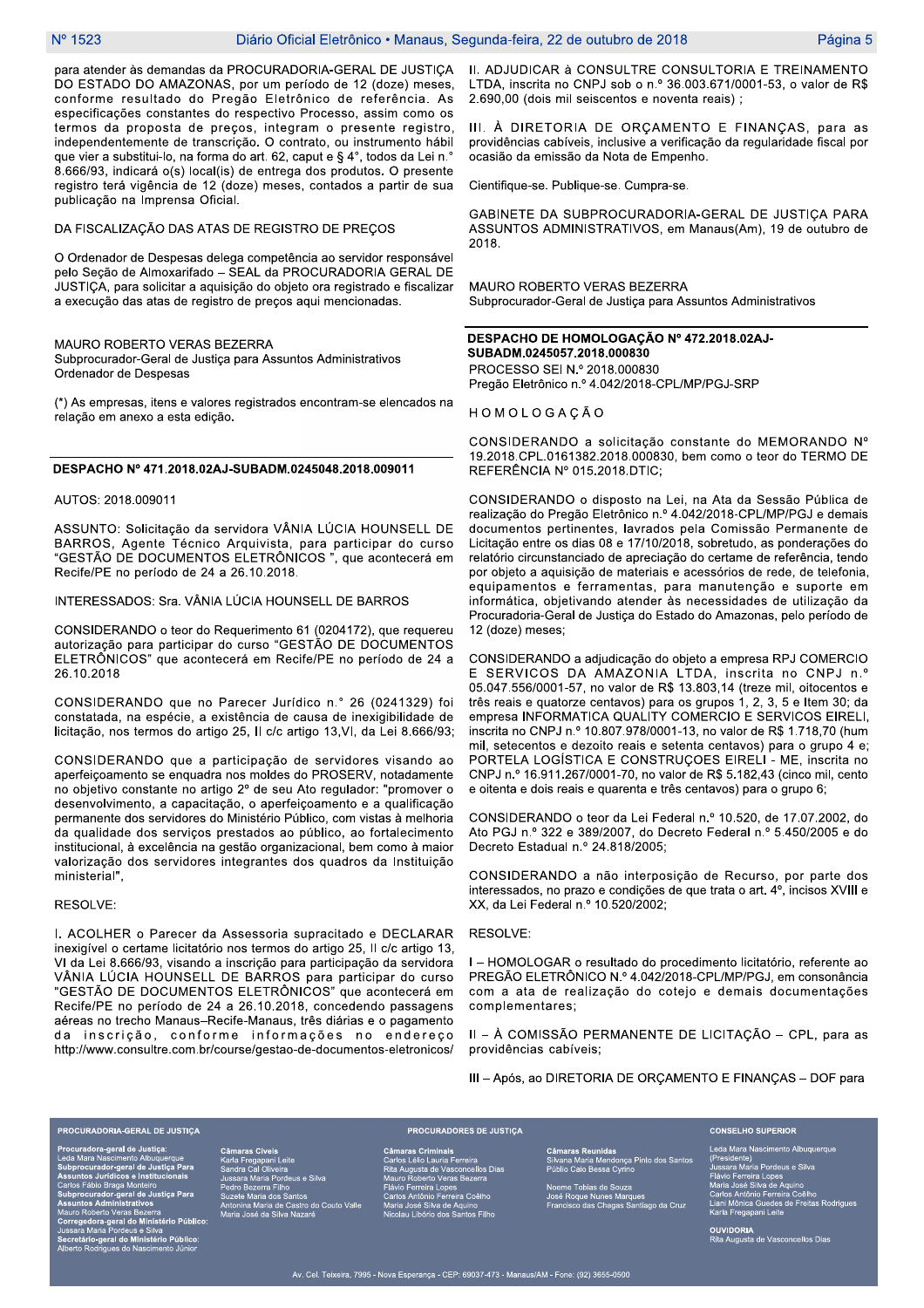para atender às demandas da PROCURADORIA-GERAL DE JUSTIÇA DO ESTADO DO AMAZONAS, por um período de 12 (doze) meses, conforme resultado do Pregão Eletrônico de referência. As especificações constantes do respectivo Processo, assim como os termos da proposta de preços, integram o presente registro, independentemente de transcrição. O contrato, ou instrumento hábil que vier a substituí-lo, na forma do art. 62, caput e § 4°, todos da Lei n.° 8.666/93, indicará o(s) local(is) de entrega dos produtos. O presente registro terá vigência de 12 (doze) meses, contados a partir de sua publicação na Imprensa Oficial.

DA FISCALIZAÇÃO DAS ATAS DE REGISTRO DE PREÇOS

O Ordenador de Despesas delega competência ao servidor responsável pelo Seção de Almoxarifado – SEAL da PROCURADORIA GERAL DE JUSTIÇA, para solicitar a aquisição do objeto ora registrado e fiscalizar a execução das atas de registro de preços aqui mencionadas.

MAURO ROBERTO VERAS BEZERRA
Subprocurador-Geral de Justiça para Assuntos Administrativos
Ordenador de Despesas

(*) As empresas, itens e valores registrados encontram-se elencados na relação em anexo a esta edição.

---

**DESPACHO Nº 471.2018.02AJ-SUBADM.0245048.2018.009011**

AUTOS: 2018.009011

ASSUNTO: Solicitação da servidora VÂNIA LÚCIA HOUNSELL DE BARROS, Agente Técnico Arquivista, para participar do curso "GESTÃO DE DOCUMENTOS ELETRÔNICOS ", que acontecerá em Recife/PE no período de 24 a 26.10.2018.

INTERESSADOS: Sra. VÂNIA LÚCIA HOUNSELL DE BARROS

CONSIDERANDO o teor do Requerimento 61 (0204172), que requereu autorização para participar do curso "GESTÃO DE DOCUMENTOS ELETRÔNICOS" que acontecerá em Recife/PE no período de 24 a 26.10.2018

CONSIDERANDO que no Parecer Jurídico n.° 26 (0241329) foi constatada, na espécie, a existência de causa de inexigibilidade de licitação, nos termos do artigo 25, II c/c artigo 13,VI, da Lei 8.666/93;

CONSIDERANDO que a participação de servidores visando ao aperfeiçoamento se enquadra nos moldes do PROSERV, notadamente no objetivo constante no artigo 2º de seu Ato regulador: "promover o desenvolvimento, a capacitação, o aperfeiçoamento e a qualificação permanente dos servidores do Ministério Público, com vistas à melhoria da qualidade dos serviços prestados ao público, ao fortalecimento institucional, à excelência na gestão organizacional, bem como à maior valorização dos servidores integrantes dos quadros da Instituição ministerial",

RESOLVE:

I. ACOLHER o Parecer da Assessoria supracitado e DECLARAR inexigível o certame licitatório nos termos do artigo 25, II c/c artigo 13, VI da Lei 8.666/93, visando a inscrição para participação da servidora VÂNIA LÚCIA HOUNSELL DE BARROS para participar do curso "GESTÃO DE DOCUMENTOS ELETRÔNICOS" que acontecerá em Recife/PE no período de 24 a 26.10.2018, concedendo passagens aéreas no trecho Manaus–Recife-Manaus, três diárias e o pagamento da inscrição, conforme informações no endereço http://www.consultre.com.br/course/gestao-de-documentos-eletronicos/

II. ADJUDICAR à CONSULTRE CONSULTORIA E TREINAMENTO LTDA, inscrita no CNPJ sob o n.º 36.003.671/0001-53, o valor de R$ 2.690,00 (dois mil seiscentos e noventa reais) ;

III. À DIRETORIA DE ORÇAMENTO E FINANÇAS, para as providências cabíveis, inclusive a verificação da regularidade fiscal por ocasião da emissão da Nota de Empenho.

Cientifique-se. Publique-se. Cumpra-se.

GABINETE DA SUBPROCURADORIA-GERAL DE JUSTIÇA PARA ASSUNTOS ADMINISTRATIVOS, em Manaus(Am), 19 de outubro de 2018.

MAURO ROBERTO VERAS BEZERRA
Subprocurador-Geral de Justiça para Assuntos Administrativos

---

**DESPACHO DE HOMOLOGAÇÃO Nº 472.2018.02AJ-SUBADM.0245057.2018.000830**

PROCESSO SEI N.º 2018.000830
Pregão Eletrônico n.º 4.042/2018-CPL/MP/PGJ-SRP

HOMOLOGAÇÃO

CONSIDERANDO a solicitação constante do MEMORANDO Nº 19.2018.CPL.0161382.2018.000830, bem como o teor do TERMO DE REFERÊNCIA Nº 015.2018.DTIC;

CONSIDERANDO o disposto na Lei, na Ata da Sessão Pública de realização do Pregão Eletrônico n.º 4.042/2018-CPL/MP/PGJ e demais documentos pertinentes, lavrados pela Comissão Permanente de Licitação entre os dias 08 e 17/10/2018, sobretudo, as ponderações do relatório circunstanciado de apreciação do certame de referência, tendo por objeto a aquisição de materiais e acessórios de rede, de telefonia, equipamentos e ferramentas, para manutenção e suporte em informática, objetivando atender às necessidades de utilização da Procuradoria-Geral de Justiça do Estado do Amazonas, pelo período de 12 (doze) meses;

CONSIDERANDO a adjudicação do objeto a empresa RPJ COMERCIO E SERVICOS DA AMAZONIA LTDA, inscrita no CNPJ n.º 05.047.556/0001-57, no valor de R$ 13.803,14 (treze mil, oitocentos e três reais e quatorze centavos) para os grupos 1, 2, 3, 5 e Item 30; da empresa INFORMATICA QUALITY COMERCIO E SERVICOS EIRELI, inscrita no CNPJ n.º 10.807.978/0001-13, no valor de R$ 1.718,70 (hum mil, setecentos e dezoito reais e setenta centavos) para o grupo 4 e; PORTELA LOGÍSTICA E CONSTRUÇOES EIRELI - ME, inscrita no CNPJ n.º 16.911.267/0001-70, no valor de R$ 5.182,43 (cinco mil, cento e oitenta e dois reais e quarenta e três centavos) para o grupo 6;

CONSIDERANDO o teor da Lei Federal n.º 10.520, de 17.07.2002, do Ato PGJ n.º 322 e 389/2007, do Decreto Federal n.º 5.450/2005 e do Decreto Estadual n.º 24.818/2005;

CONSIDERANDO a não interposição de Recurso, por parte dos interessados, no prazo e condições de que trata o art. 4º, incisos XVIII e XX, da Lei Federal n.º 10.520/2002;

RESOLVE:

I – HOMOLOGAR o resultado do procedimento licitatório, referente ao PREGÃO ELETRÔNICO N.º 4.042/2018-CPL/MP/PGJ, em consonância com a ata de realização do cotejo e demais documentações complementares;

II – À COMISSÃO PERMANENTE DE LICITAÇÃO – CPL, para as providências cabíveis;

III – Após, ao DIRETORIA DE ORÇAMENTO E FINANÇAS – DOF para